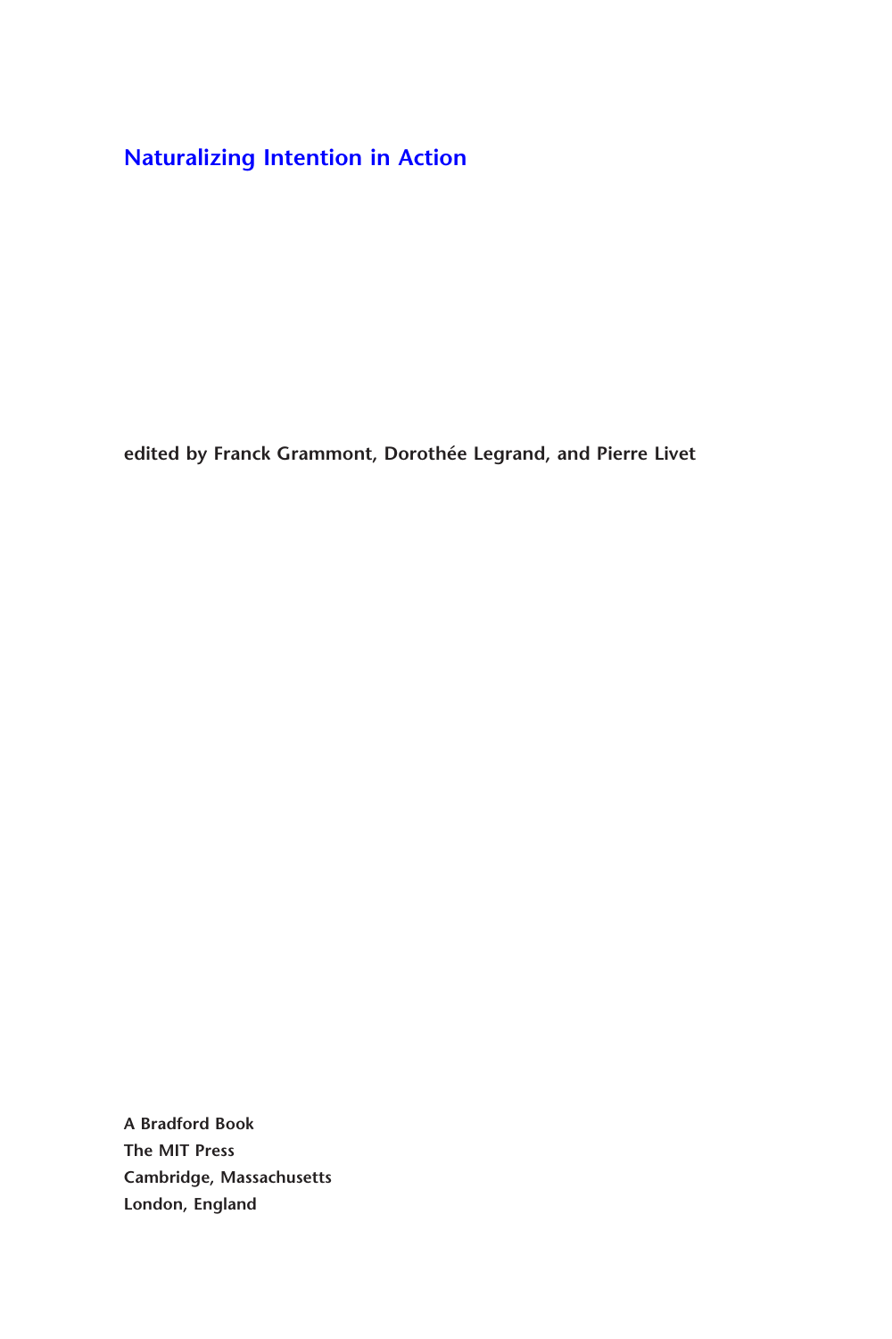# Naturalizing Intention in Action

**edited by Franck Grammont, Dorothée Legrand, and Pierre Livet**

**A Bradford Book**
**The MIT Press**
**Cambridge, Massachusetts**
**London, England**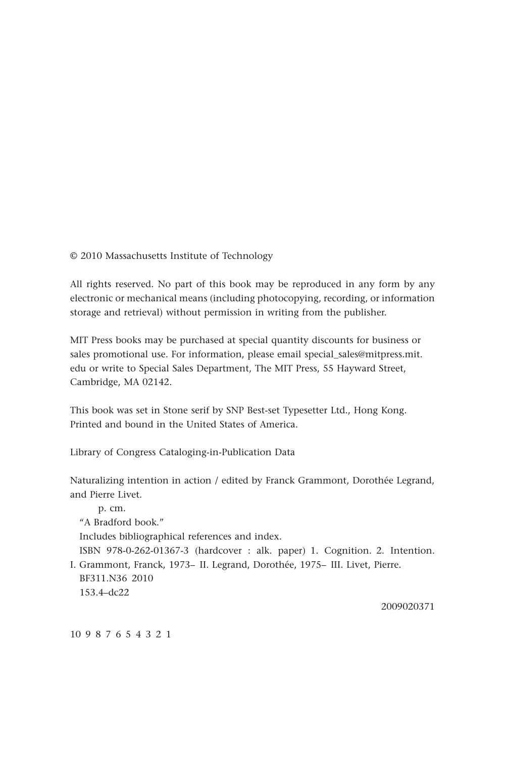© 2010 Massachusetts Institute of Technology

All rights reserved. No part of this book may be reproduced in any form by any electronic or mechanical means (including photocopying, recording, or information storage and retrieval) without permission in writing from the publisher.

MIT Press books may be purchased at special quantity discounts for business or sales promotional use. For information, please email special_sales@mitpress.mit.edu or write to Special Sales Department, The MIT Press, 55 Hayward Street, Cambridge, MA 02142.

This book was set in Stone serif by SNP Best-set Typesetter Ltd., Hong Kong. Printed and bound in the United States of America.

Library of Congress Cataloging-in-Publication Data

Naturalizing intention in action / edited by Franck Grammont, Dorothée Legrand, and Pierre Livet.

p. cm.

"A Bradford book."

Includes bibliographical references and index.

ISBN 978-0-262-01367-3 (hardcover : alk. paper) 1. Cognition. 2. Intention. I. Grammont, Franck, 1973– II. Legrand, Dorothée, 1975– III. Livet, Pierre.

BF311.N36 2010

153.4–dc22

2009020371

10 9 8 7 6 5 4 3 2 1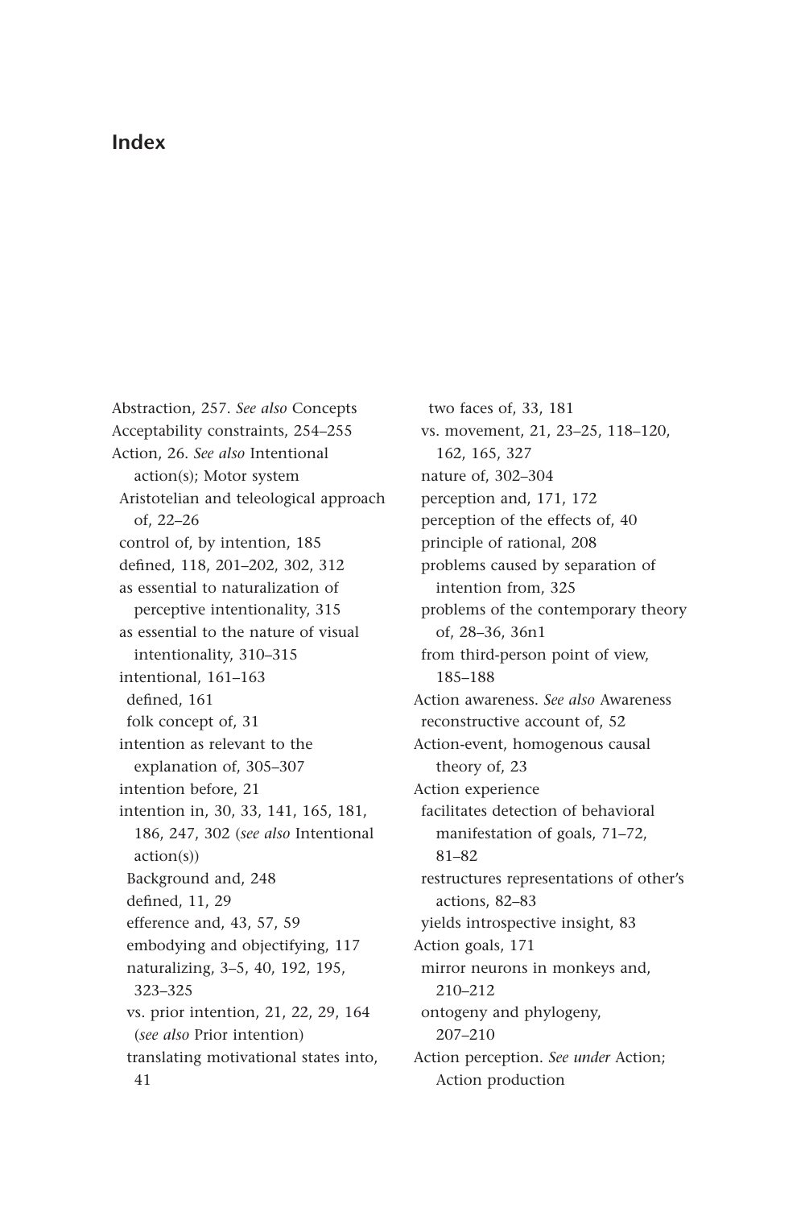# Index

Abstraction, 257. *See also* Concepts
Acceptability constraints, 254–255
Action, 26. *See also* Intentional action(s); Motor system
  Aristotelian and teleological approach of, 22–26
  control of, by intention, 185
  defined, 118, 201–202, 302, 312
  as essential to naturalization of perceptive intentionality, 315
  as essential to the nature of visual intentionality, 310–315
  intentional, 161–163
    defined, 161
    folk concept of, 31
  intention as relevant to the explanation of, 305–307
  intention before, 21
  intention in, 30, 33, 141, 165, 181, 186, 247, 302 (*see also* Intentional action(s))
    Background and, 248
    defined, 11, 29
    efference and, 43, 57, 59
    embodying and objectifying, 117
    naturalizing, 3–5, 40, 192, 195, 323–325
    vs. prior intention, 21, 22, 29, 164 (*see also* Prior intention)
    translating motivational states into, 41
    two faces of, 33, 181
  vs. movement, 21, 23–25, 118–120, 162, 165, 327
  nature of, 302–304
  perception and, 171, 172
  perception of the effects of, 40
  principle of rational, 208
  problems caused by separation of intention from, 325
  problems of the contemporary theory of, 28–36, 36n1
  from third-person point of view, 185–188
Action awareness. *See also* Awareness
  reconstructive account of, 52
Action-event, homogenous causal theory of, 23
Action experience
  facilitates detection of behavioral manifestation of goals, 71–72, 81–82
  restructures representations of other's actions, 82–83
  yields introspective insight, 83
Action goals, 171
  mirror neurons in monkeys and, 210–212
  ontogeny and phylogeny, 207–210
Action perception. *See under* Action; Action production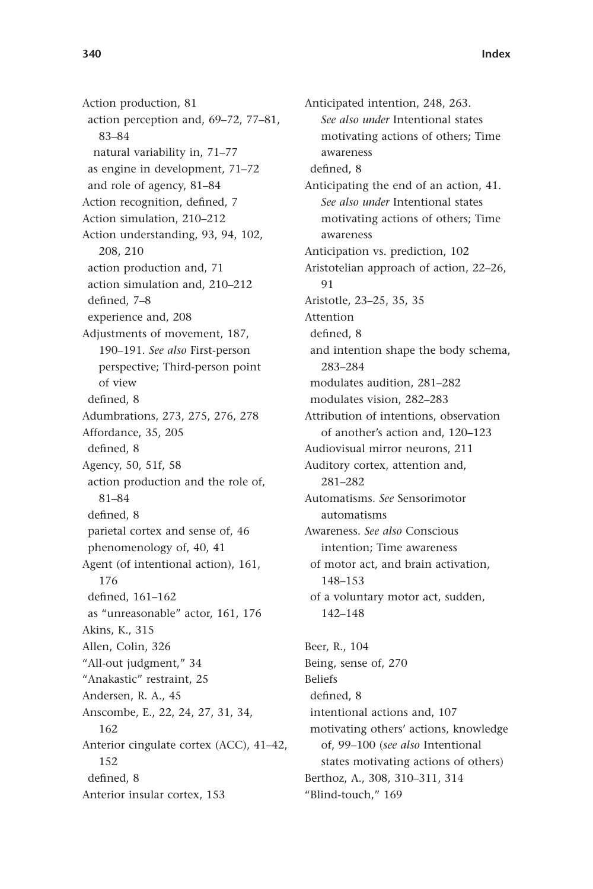Action production, 81
  action perception and, 69–72, 77–81, 83–84
    natural variability in, 71–77
  as engine in development, 71–72
  and role of agency, 81–84
Action recognition, defined, 7
Action simulation, 210–212
Action understanding, 93, 94, 102, 208, 210
  action production and, 71
  action simulation and, 210–212
  defined, 7–8
  experience and, 208
Adjustments of movement, 187, 190–191. *See also* First-person perspective; Third-person point of view
  defined, 8
Adumbrations, 273, 275, 276, 278
Affordance, 35, 205
  defined, 8
Agency, 50, 51f, 58
  action production and the role of, 81–84
  defined, 8
  parietal cortex and sense of, 46
  phenomenology of, 40, 41
Agent (of intentional action), 161, 176
  defined, 161–162
  as "unreasonable" actor, 161, 176
Akins, K., 315
Allen, Colin, 326
"All-out judgment," 34
"Anakastic" restraint, 25
Andersen, R. A., 45
Anscombe, E., 22, 24, 27, 31, 34, 162
Anterior cingulate cortex (ACC), 41–42, 152
  defined, 8
Anterior insular cortex, 153
Anticipated intention, 248, 263. *See also under* Intentional states motivating actions of others; Time awareness
  defined, 8
Anticipating the end of an action, 41. *See also under* Intentional states motivating actions of others; Time awareness
Anticipation vs. prediction, 102
Aristotelian approach of action, 22–26, 91
Aristotle, 23–25, 35, 35
Attention
  defined, 8
  and intention shape the body schema, 283–284
  modulates audition, 281–282
  modulates vision, 282–283
Attribution of intentions, observation of another's action and, 120–123
Audiovisual mirror neurons, 211
Auditory cortex, attention and, 281–282
Automatisms. *See* Sensorimotor automatisms
Awareness. *See also* Conscious intention; Time awareness
  of motor act, and brain activation, 148–153
  of a voluntary motor act, sudden, 142–148

Beer, R., 104
Being, sense of, 270
Beliefs
  defined, 8
  intentional actions and, 107
  motivating others' actions, knowledge of, 99–100 (*see also* Intentional states motivating actions of others)
Berthoz, A., 308, 310–311, 314
"Blind-touch," 169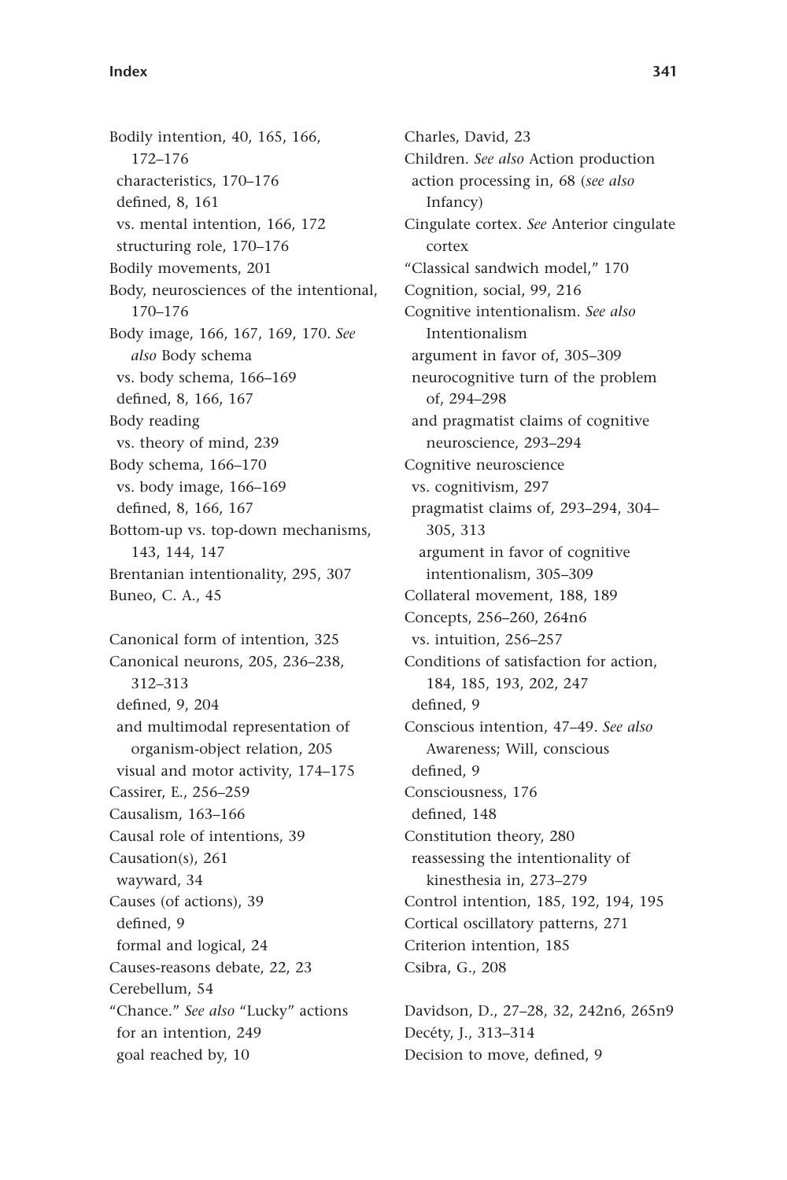Bodily intention, 40, 165, 166, 172–176
  characteristics, 170–176
  defined, 8, 161
  vs. mental intention, 166, 172
  structuring role, 170–176
Bodily movements, 201
Body, neurosciences of the intentional, 170–176
Body image, 166, 167, 169, 170. *See also* Body schema
  vs. body schema, 166–169
  defined, 8, 166, 167
Body reading
  vs. theory of mind, 239
Body schema, 166–170
  vs. body image, 166–169
  defined, 8, 166, 167
Bottom-up vs. top-down mechanisms, 143, 144, 147
Brentanian intentionality, 295, 307
Buneo, C. A., 45

Canonical form of intention, 325
Canonical neurons, 205, 236–238, 312–313
  defined, 9, 204
  and multimodal representation of organism-object relation, 205
  visual and motor activity, 174–175
Cassirer, E., 256–259
Causalism, 163–166
Causal role of intentions, 39
Causation(s), 261
  wayward, 34
Causes (of actions), 39
  defined, 9
  formal and logical, 24
Causes-reasons debate, 22, 23
Cerebellum, 54
"Chance." *See also* "Lucky" actions
  for an intention, 249
  goal reached by, 10

Charles, David, 23
Children. *See also* Action production
  action processing in, 68 (*see also* Infancy)
Cingulate cortex. *See* Anterior cingulate cortex
"Classical sandwich model," 170
Cognition, social, 99, 216
Cognitive intentionalism. *See also* Intentionalism
  argument in favor of, 305–309
  neurocognitive turn of the problem of, 294–298
  and pragmatist claims of cognitive neuroscience, 293–294
Cognitive neuroscience
  vs. cognitivism, 297
  pragmatist claims of, 293–294, 304–305, 313
    argument in favor of cognitive intentionalism, 305–309
Collateral movement, 188, 189
Concepts, 256–260, 264n6
  vs. intuition, 256–257
Conditions of satisfaction for action, 184, 185, 193, 202, 247
  defined, 9
Conscious intention, 47–49. *See also* Awareness; Will, conscious
  defined, 9
Consciousness, 176
  defined, 148
Constitution theory, 280
  reassessing the intentionality of kinesthesia in, 273–279
Control intention, 185, 192, 194, 195
Cortical oscillatory patterns, 271
Criterion intention, 185
Csibra, G., 208

Davidson, D., 27–28, 32, 242n6, 265n9
Decéty, J., 313–314
Decision to move, defined, 9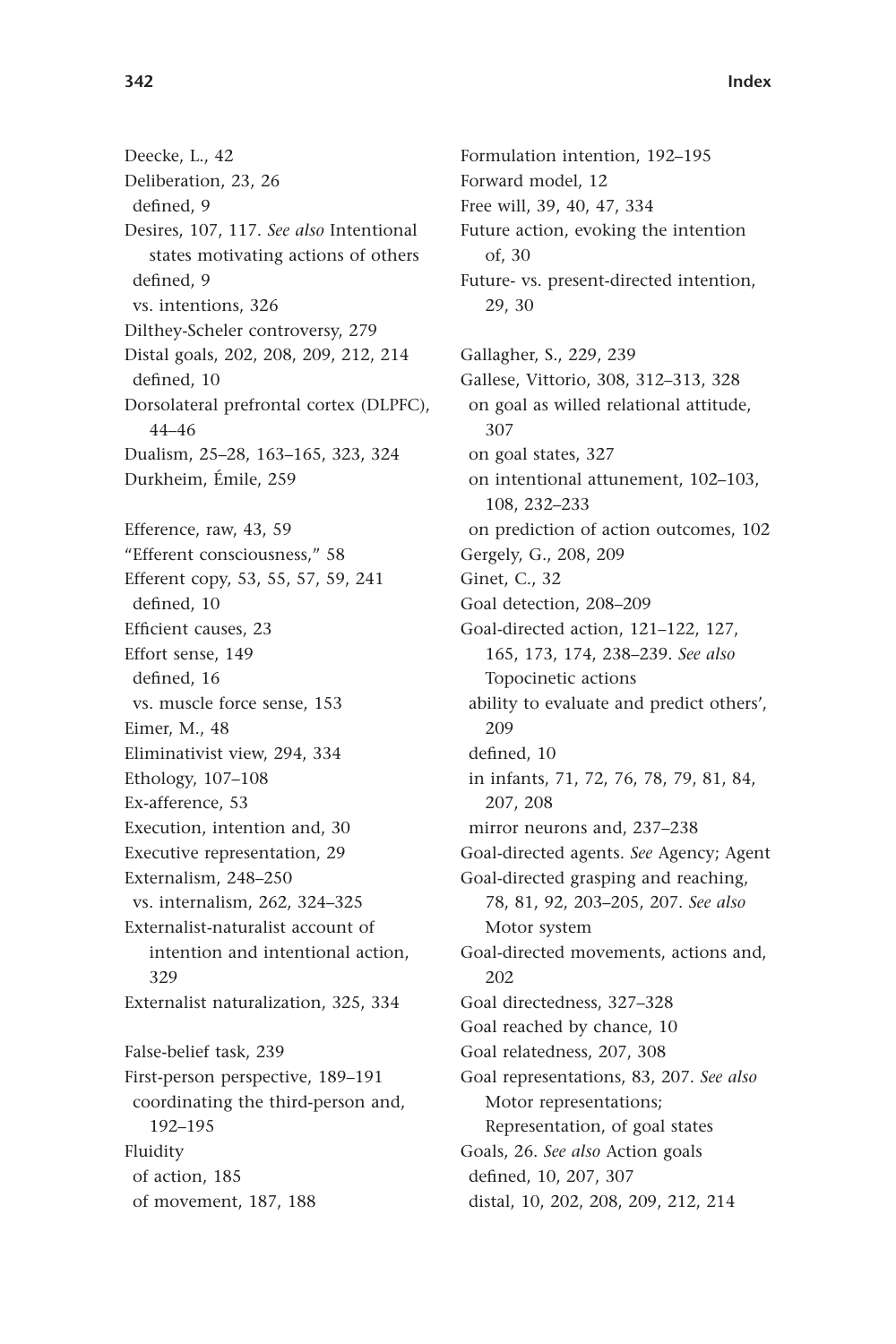Deecke, L., 42
Deliberation, 23, 26
 defined, 9
Desires, 107, 117. *See also* Intentional states motivating actions of others
 defined, 9
 vs. intentions, 326
Dilthey-Scheler controversy, 279
Distal goals, 202, 208, 209, 212, 214
 defined, 10
Dorsolateral prefrontal cortex (DLPFC), 44–46
Dualism, 25–28, 163–165, 323, 324
Durkheim, Émile, 259

Efference, raw, 43, 59
"Efferent consciousness," 58
Efferent copy, 53, 55, 57, 59, 241
 defined, 10
Efficient causes, 23
Effort sense, 149
 defined, 16
 vs. muscle force sense, 153
Eimer, M., 48
Eliminativist view, 294, 334
Ethology, 107–108
Ex-afference, 53
Execution, intention and, 30
Executive representation, 29
Externalism, 248–250
 vs. internalism, 262, 324–325
Externalist-naturalist account of intention and intentional action, 329
Externalist naturalization, 325, 334

False-belief task, 239
First-person perspective, 189–191
 coordinating the third-person and, 192–195
Fluidity
 of action, 185
 of movement, 187, 188

Formulation intention, 192–195
Forward model, 12
Free will, 39, 40, 47, 334
Future action, evoking the intention of, 30
Future- vs. present-directed intention, 29, 30

Gallagher, S., 229, 239
Gallese, Vittorio, 308, 312–313, 328
 on goal as willed relational attitude, 307
 on goal states, 327
 on intentional attunement, 102–103, 108, 232–233
 on prediction of action outcomes, 102
Gergely, G., 208, 209
Ginet, C., 32
Goal detection, 208–209
Goal-directed action, 121–122, 127, 165, 173, 174, 238–239. *See also* Topocinetic actions
 ability to evaluate and predict others', 209
 defined, 10
 in infants, 71, 72, 76, 78, 79, 81, 84, 207, 208
 mirror neurons and, 237–238
Goal-directed agents. *See* Agency; Agent
Goal-directed grasping and reaching, 78, 81, 92, 203–205, 207. *See also* Motor system
Goal-directed movements, actions and, 202
Goal directedness, 327–328
Goal reached by chance, 10
Goal relatedness, 207, 308
Goal representations, 83, 207. *See also* Motor representations; Representation, of goal states
Goals, 26. *See also* Action goals
 defined, 10, 207, 307
 distal, 10, 202, 208, 209, 212, 214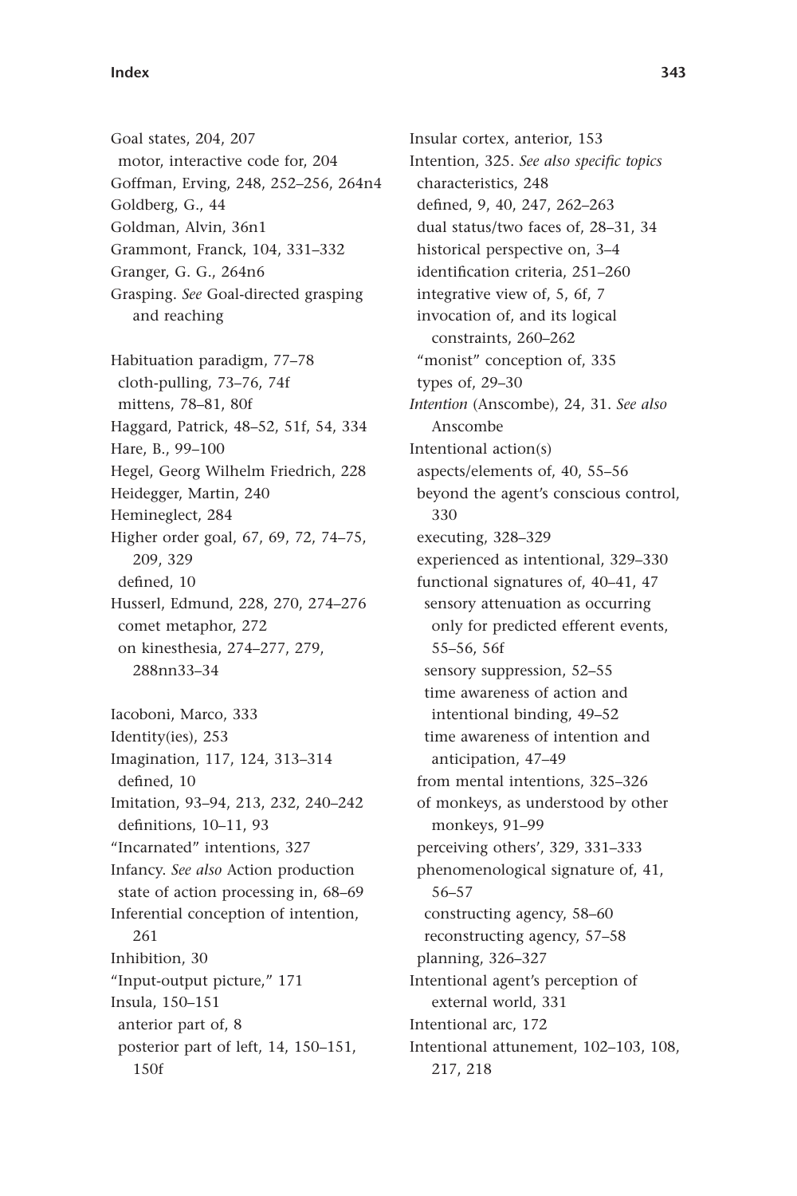Goal states, 204, 207
  motor, interactive code for, 204
Goffman, Erving, 248, 252–256, 264n4
Goldberg, G., 44
Goldman, Alvin, 36n1
Grammont, Franck, 104, 331–332
Granger, G. G., 264n6
Grasping. *See* Goal-directed grasping and reaching

Habituation paradigm, 77–78
  cloth-pulling, 73–76, 74f
  mittens, 78–81, 80f
Haggard, Patrick, 48–52, 51f, 54, 334
Hare, B., 99–100
Hegel, Georg Wilhelm Friedrich, 228
Heidegger, Martin, 240
Hemineglect, 284
Higher order goal, 67, 69, 72, 74–75, 209, 329
  defined, 10
Husserl, Edmund, 228, 270, 274–276
  comet metaphor, 272
  on kinesthesia, 274–277, 279, 288nn33–34

Iacoboni, Marco, 333
Identity(ies), 253
Imagination, 117, 124, 313–314
  defined, 10
Imitation, 93–94, 213, 232, 240–242
  definitions, 10–11, 93
"Incarnated" intentions, 327
Infancy. *See also* Action production
  state of action processing in, 68–69
Inferential conception of intention, 261
Inhibition, 30
"Input-output picture," 171
Insula, 150–151
  anterior part of, 8
  posterior part of left, 14, 150–151, 150f
Insular cortex, anterior, 153
Intention, 325. *See also specific topics*
  characteristics, 248
  defined, 9, 40, 247, 262–263
  dual status/two faces of, 28–31, 34
  historical perspective on, 3–4
  identification criteria, 251–260
  integrative view of, 5, 6f, 7
  invocation of, and its logical constraints, 260–262
  "monist" conception of, 335
  types of, 29–30
*Intention* (Anscombe), 24, 31. *See also* Anscombe
Intentional action(s)
  aspects/elements of, 40, 55–56
  beyond the agent's conscious control, 330
  executing, 328–329
  experienced as intentional, 329–330
  functional signatures of, 40–41, 47
    sensory attenuation as occurring only for predicted efferent events, 55–56, 56f
    sensory suppression, 52–55
    time awareness of action and intentional binding, 49–52
    time awareness of intention and anticipation, 47–49
  from mental intentions, 325–326
  of monkeys, as understood by other monkeys, 91–99
  perceiving others', 329, 331–333
  phenomenological signature of, 41, 56–57
    constructing agency, 58–60
    reconstructing agency, 57–58
  planning, 326–327
Intentional agent's perception of external world, 331
Intentional arc, 172
Intentional attunement, 102–103, 108, 217, 218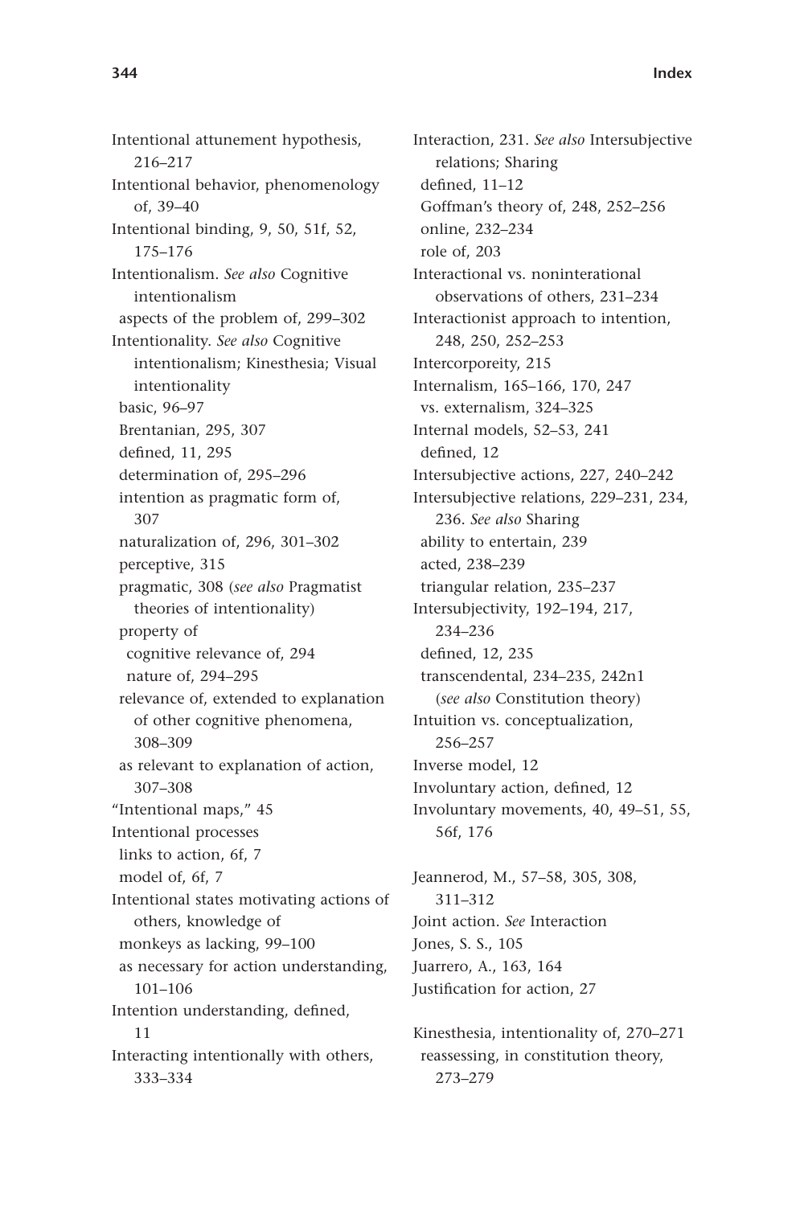Intentional attunement hypothesis, 216–217
Intentional behavior, phenomenology of, 39–40
Intentional binding, 9, 50, 51f, 52, 175–176
Intentionalism. *See also* Cognitive intentionalism
  aspects of the problem of, 299–302
Intentionality. *See also* Cognitive intentionalism; Kinesthesia; Visual intentionality
  basic, 96–97
  Brentanian, 295, 307
  defined, 11, 295
  determination of, 295–296
  intention as pragmatic form of, 307
  naturalization of, 296, 301–302
  perceptive, 315
  pragmatic, 308 (*see also* Pragmatist theories of intentionality)
  property of
    cognitive relevance of, 294
    nature of, 294–295
  relevance of, extended to explanation of other cognitive phenomena, 308–309
  as relevant to explanation of action, 307–308
"Intentional maps," 45
Intentional processes
  links to action, 6f, 7
  model of, 6f, 7
Intentional states motivating actions of others, knowledge of
  monkeys as lacking, 99–100
  as necessary for action understanding, 101–106
Intention understanding, defined, 11
Interacting intentionally with others, 333–334
Interaction, 231. *See also* Intersubjective relations; Sharing
  defined, 11–12
  Goffman's theory of, 248, 252–256
  online, 232–234
  role of, 203
Interactional vs. noninterational observations of others, 231–234
Interactionist approach to intention, 248, 250, 252–253
Intercorporeity, 215
Internalism, 165–166, 170, 247
  vs. externalism, 324–325
Internal models, 52–53, 241
  defined, 12
Intersubjective actions, 227, 240–242
Intersubjective relations, 229–231, 234, 236. *See also* Sharing
  ability to entertain, 239
  acted, 238–239
  triangular relation, 235–237
Intersubjectivity, 192–194, 217, 234–236
  defined, 12, 235
  transcendental, 234–235, 242n1 (*see also* Constitution theory)
Intuition vs. conceptualization, 256–257
Inverse model, 12
Involuntary action, defined, 12
Involuntary movements, 40, 49–51, 55, 56f, 176

Jeannerod, M., 57–58, 305, 308, 311–312
Joint action. *See* Interaction
Jones, S. S., 105
Juarrero, A., 163, 164
Justification for action, 27

Kinesthesia, intentionality of, 270–271
  reassessing, in constitution theory, 273–279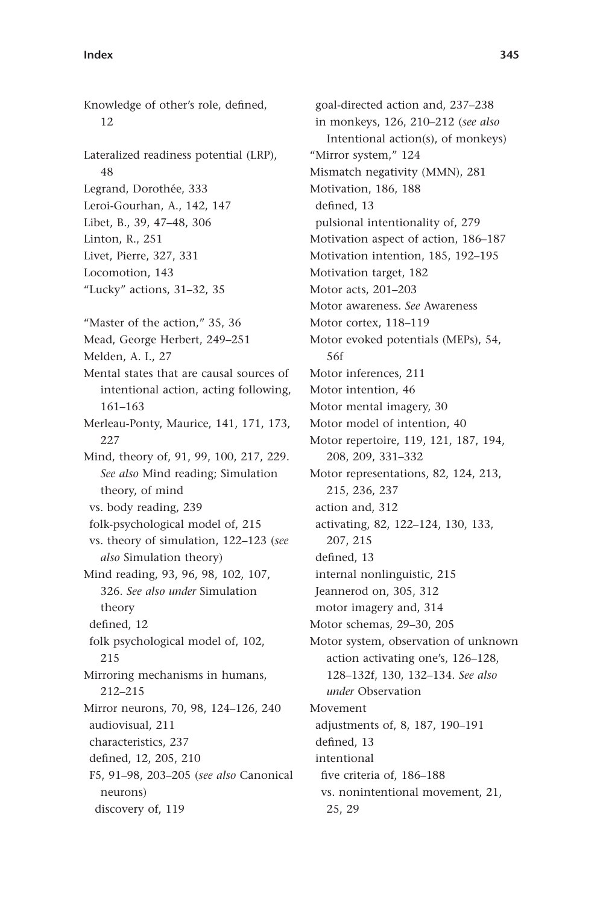Knowledge of other's role, defined, 12

Lateralized readiness potential (LRP), 48
Legrand, Dorothée, 333
Leroi-Gourhan, A., 142, 147
Libet, B., 39, 47–48, 306
Linton, R., 251
Livet, Pierre, 327, 331
Locomotion, 143
"Lucky" actions, 31–32, 35

"Master of the action," 35, 36
Mead, George Herbert, 249–251
Melden, A. I., 27
Mental states that are causal sources of intentional action, acting following, 161–163
Merleau-Ponty, Maurice, 141, 171, 173, 227
Mind, theory of, 91, 99, 100, 217, 229. *See also* Mind reading; Simulation theory, of mind
 vs. body reading, 239
 folk-psychological model of, 215
 vs. theory of simulation, 122–123 (*see also* Simulation theory)
Mind reading, 93, 96, 98, 102, 107, 326. *See also under* Simulation theory
 defined, 12
 folk psychological model of, 102, 215
Mirroring mechanisms in humans, 212–215
Mirror neurons, 70, 98, 124–126, 240
 audiovisual, 211
 characteristics, 237
 defined, 12, 205, 210
 F5, 91–98, 203–205 (*see also* Canonical neurons)
  discovery of, 119
 goal-directed action and, 237–238
 in monkeys, 126, 210–212 (*see also* Intentional action(s), of monkeys)
"Mirror system," 124
Mismatch negativity (MMN), 281
Motivation, 186, 188
 defined, 13
 pulsional intentionality of, 279
Motivation aspect of action, 186–187
Motivation intention, 185, 192–195
Motivation target, 182
Motor acts, 201–203
Motor awareness. *See* Awareness
Motor cortex, 118–119
Motor evoked potentials (MEPs), 54, 56f
Motor inferences, 211
Motor intention, 46
Motor mental imagery, 30
Motor model of intention, 40
Motor repertoire, 119, 121, 187, 194, 208, 209, 331–332
Motor representations, 82, 124, 213, 215, 236, 237
 action and, 312
 activating, 82, 122–124, 130, 133, 207, 215
 defined, 13
 internal nonlinguistic, 215
 Jeannerod on, 305, 312
 motor imagery and, 314
Motor schemas, 29–30, 205
Motor system, observation of unknown action activating one's, 126–128, 128–132f, 130, 132–134. *See also under* Observation
Movement
 adjustments of, 8, 187, 190–191
 defined, 13
 intentional
  five criteria of, 186–188
  vs. nonintentional movement, 21, 25, 29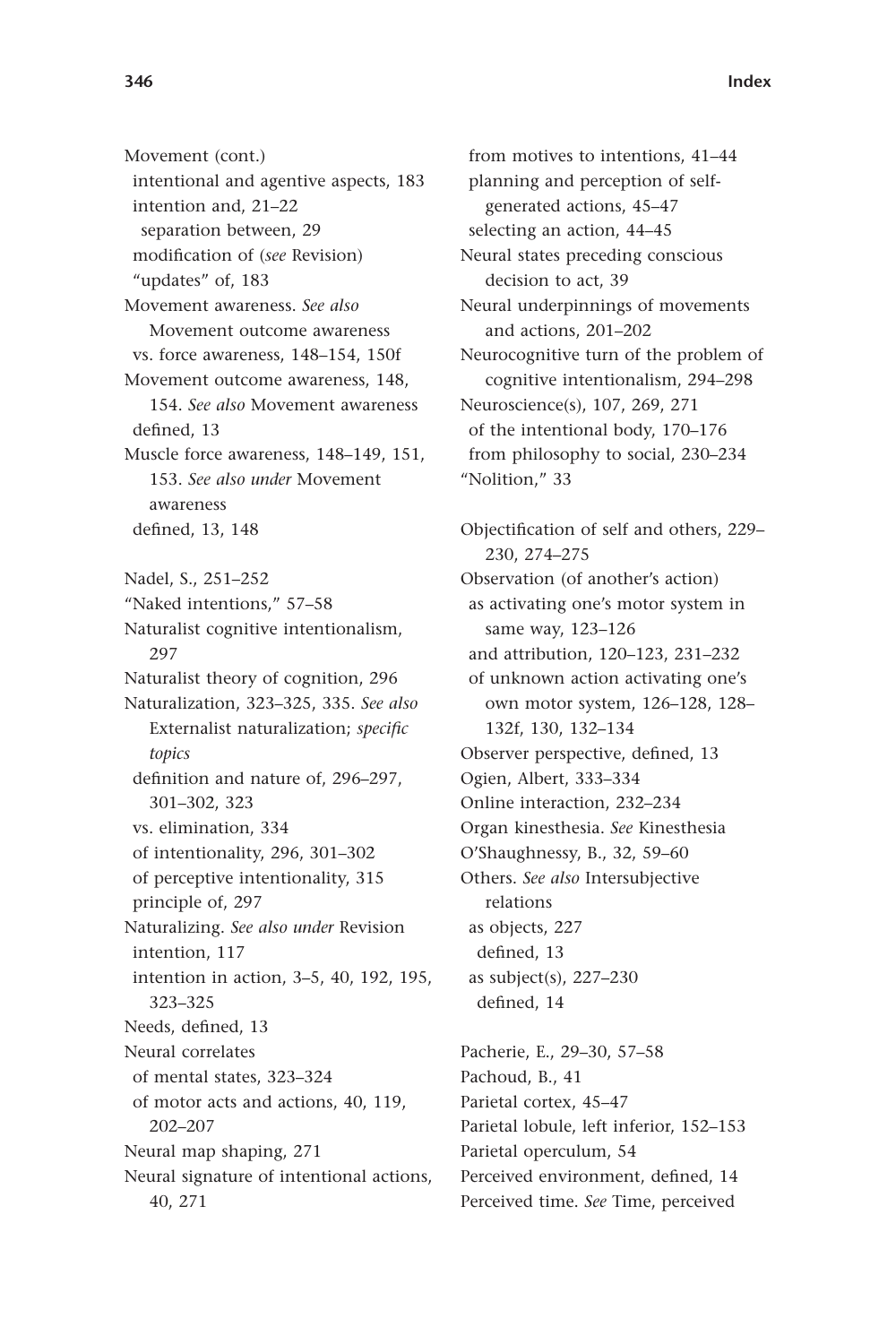Movement (cont.)
  intentional and agentive aspects, 183
  intention and, 21–22
    separation between, 29
  modification of (*see* Revision)
  "updates" of, 183
Movement awareness. *See also* Movement outcome awareness
  vs. force awareness, 148–154, 150f
Movement outcome awareness, 148, 154. *See also* Movement awareness
  defined, 13
Muscle force awareness, 148–149, 151, 153. *See also under* Movement awareness
  defined, 13, 148

Nadel, S., 251–252
"Naked intentions," 57–58
Naturalist cognitive intentionalism, 297
Naturalist theory of cognition, 296
Naturalization, 323–325, 335. *See also* Externalist naturalization; *specific topics*
  definition and nature of, 296–297, 301–302, 323
  vs. elimination, 334
  of intentionality, 296, 301–302
  of perceptive intentionality, 315
  principle of, 297
Naturalizing. *See also under* Revision
  intention, 117
  intention in action, 3–5, 40, 192, 195, 323–325
Needs, defined, 13
Neural correlates
  of mental states, 323–324
  of motor acts and actions, 40, 119, 202–207
Neural map shaping, 271
Neural signature of intentional actions, 40, 271
  from motives to intentions, 41–44
  planning and perception of self-generated actions, 45–47
  selecting an action, 44–45
Neural states preceding conscious decision to act, 39
Neural underpinnings of movements and actions, 201–202
Neurocognitive turn of the problem of cognitive intentionalism, 294–298
Neuroscience(s), 107, 269, 271
  of the intentional body, 170–176
  from philosophy to social, 230–234
"Nolition," 33

Objectification of self and others, 229–230, 274–275
Observation (of another's action)
  as activating one's motor system in same way, 123–126
  and attribution, 120–123, 231–232
  of unknown action activating one's own motor system, 126–128, 128–132f, 130, 132–134
Observer perspective, defined, 13
Ogien, Albert, 333–334
Online interaction, 232–234
Organ kinesthesia. *See* Kinesthesia
O'Shaughnessy, B., 32, 59–60
Others. *See also* Intersubjective relations
  as objects, 227
    defined, 13
  as subject(s), 227–230
    defined, 14

Pacherie, E., 29–30, 57–58
Pachoud, B., 41
Parietal cortex, 45–47
Parietal lobule, left inferior, 152–153
Parietal operculum, 54
Perceived environment, defined, 14
Perceived time. *See* Time, perceived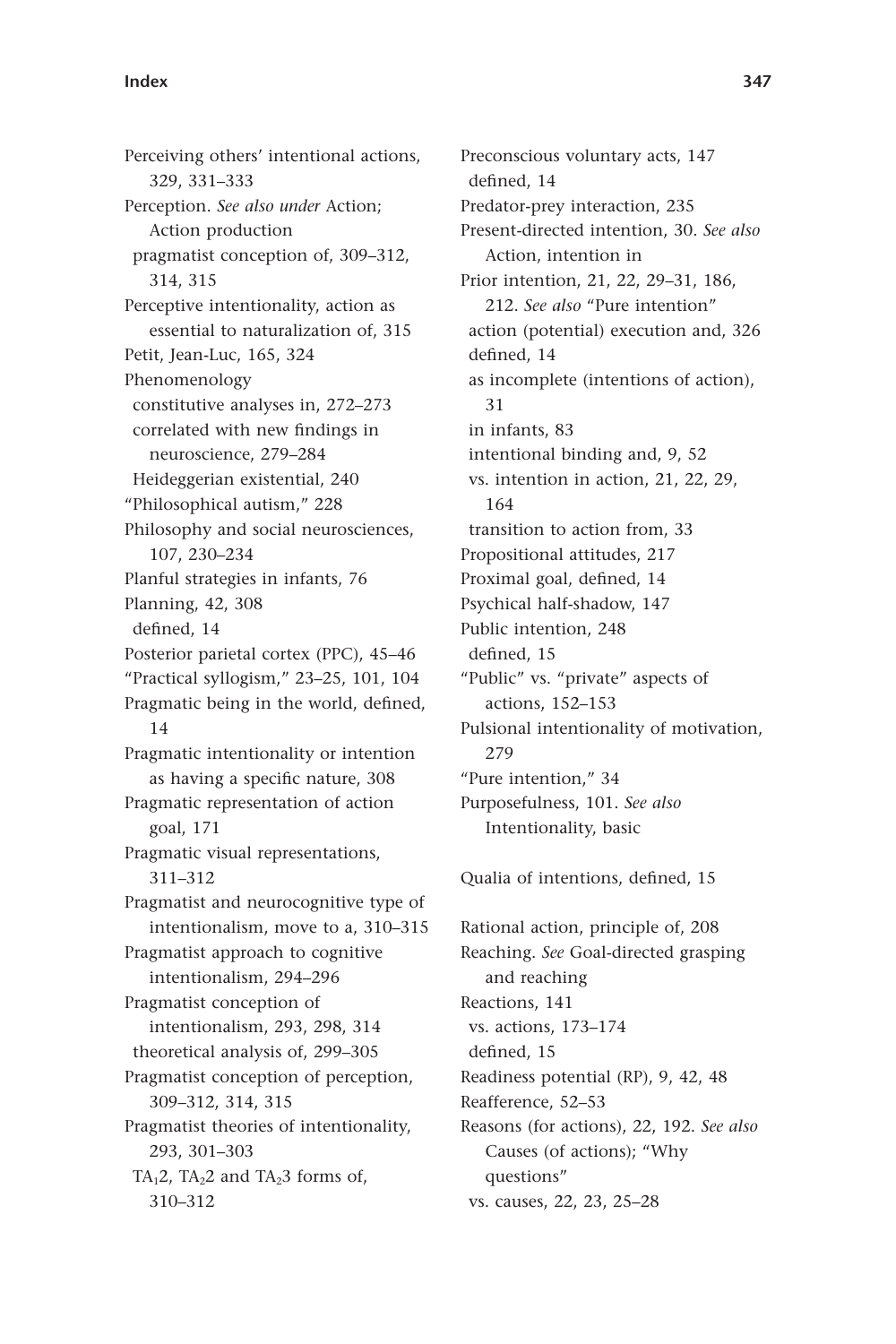Perceiving others' intentional actions, 329, 331–333

Perception. *See also under* Action; Action production

- pragmatist conception of, 309–312, 314, 315

Perceptive intentionality, action as essential to naturalization of, 315

Petit, Jean-Luc, 165, 324

Phenomenology

- constitutive analyses in, 272–273
- correlated with new findings in neuroscience, 279–284
- Heideggerian existential, 240

"Philosophical autism," 228

Philosophy and social neurosciences, 107, 230–234

Planful strategies in infants, 76

Planning, 42, 308

- defined, 14

Posterior parietal cortex (PPC), 45–46

"Practical syllogism," 23–25, 101, 104

Pragmatic being in the world, defined, 14

Pragmatic intentionality or intention as having a specific nature, 308

Pragmatic representation of action goal, 171

Pragmatic visual representations, 311–312

Pragmatist and neurocognitive type of intentionalism, move to a, 310–315

Pragmatist approach to cognitive intentionalism, 294–296

Pragmatist conception of intentionalism, 293, 298, 314

- theoretical analysis of, 299–305

Pragmatist conception of perception, 309–312, 314, 315

Pragmatist theories of intentionality, 293, 301–303

- $TA_1 2$, $TA_2 2$ and $TA_2 3$ forms of, 310–312

Preconscious voluntary acts, 147

- defined, 14

Predator-prey interaction, 235

Present-directed intention, 30. *See also* Action, intention in

Prior intention, 21, 22, 29–31, 186, 212. *See also* "Pure intention"

- action (potential) execution and, 326
- defined, 14
- as incomplete (intentions of action), 31
- in infants, 83
- intentional binding and, 9, 52
- vs. intention in action, 21, 22, 29, 164
- transition to action from, 33

Propositional attitudes, 217

Proximal goal, defined, 14

Psychical half-shadow, 147

Public intention, 248

- defined, 15

"Public" vs. "private" aspects of actions, 152–153

Pulsional intentionality of motivation, 279

"Pure intention," 34

Purposefulness, 101. *See also* Intentionality, basic

Qualia of intentions, defined, 15

Rational action, principle of, 208

Reaching. *See* Goal-directed grasping and reaching

Reactions, 141

- vs. actions, 173–174
- defined, 15

Readiness potential (RP), 9, 42, 48

Reafference, 52–53

Reasons (for actions), 22, 192. *See also* Causes (of actions); "Why questions"

- vs. causes, 22, 23, 25–28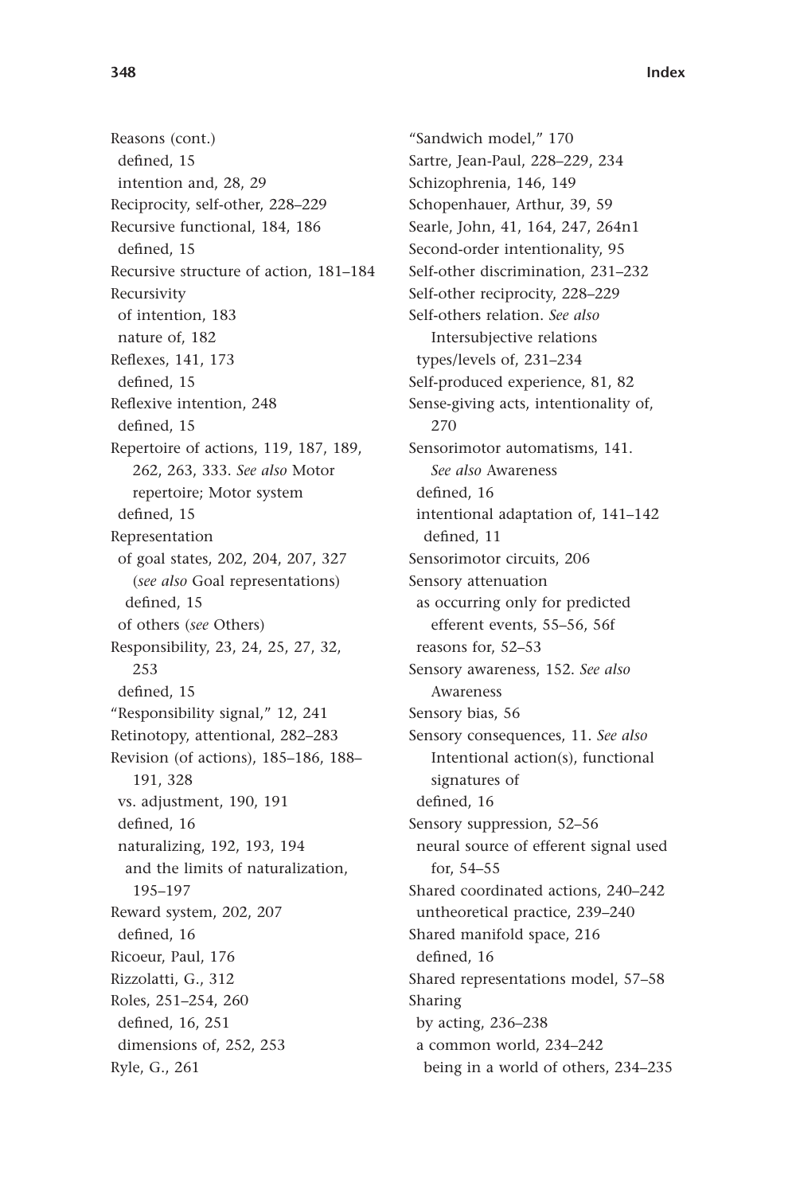Reasons (cont.)
 defined, 15
 intention and, 28, 29
Reciprocity, self-other, 228–229
Recursive functional, 184, 186
 defined, 15
Recursive structure of action, 181–184
Recursivity
 of intention, 183
 nature of, 182
Reflexes, 141, 173
 defined, 15
Reflexive intention, 248
 defined, 15
Repertoire of actions, 119, 187, 189, 262, 263, 333. *See also* Motor repertoire; Motor system
 defined, 15
Representation
 of goal states, 202, 204, 207, 327 (*see also* Goal representations)
  defined, 15
 of others (*see* Others)
Responsibility, 23, 24, 25, 27, 32, 253
 defined, 15
"Responsibility signal," 12, 241
Retinotopy, attentional, 282–283
Revision (of actions), 185–186, 188–191, 328
 vs. adjustment, 190, 191
 defined, 16
 naturalizing, 192, 193, 194
  and the limits of naturalization, 195–197
Reward system, 202, 207
 defined, 16
Ricoeur, Paul, 176
Rizzolatti, G., 312
Roles, 251–254, 260
 defined, 16, 251
 dimensions of, 252, 253
Ryle, G., 261

"Sandwich model," 170
Sartre, Jean-Paul, 228–229, 234
Schizophrenia, 146, 149
Schopenhauer, Arthur, 39, 59
Searle, John, 41, 164, 247, 264n1
Second-order intentionality, 95
Self-other discrimination, 231–232
Self-other reciprocity, 228–229
Self-others relation. *See also* Intersubjective relations
 types/levels of, 231–234
Self-produced experience, 81, 82
Sense-giving acts, intentionality of, 270
Sensorimotor automatisms, 141. *See also* Awareness
 defined, 16
 intentional adaptation of, 141–142
  defined, 11
Sensorimotor circuits, 206
Sensory attenuation
 as occurring only for predicted efferent events, 55–56, 56f
 reasons for, 52–53
Sensory awareness, 152. *See also* Awareness
Sensory bias, 56
Sensory consequences, 11. *See also* Intentional action(s), functional signatures of
 defined, 16
Sensory suppression, 52–56
 neural source of efferent signal used for, 54–55
Shared coordinated actions, 240–242
 untheoretical practice, 239–240
Shared manifold space, 216
 defined, 16
Shared representations model, 57–58
Sharing
 by acting, 236–238
 a common world, 234–242
  being in a world of others, 234–235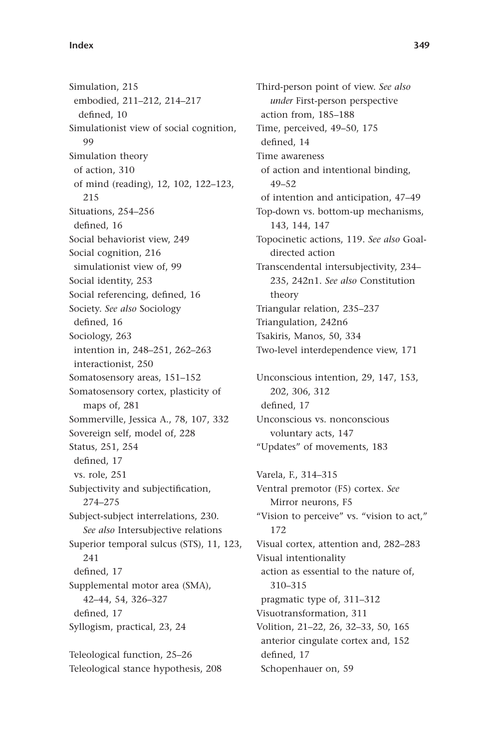Simulation, 215
  embodied, 211–212, 214–217
    defined, 10
Simulationist view of social cognition, 99
Simulation theory
  of action, 310
  of mind (reading), 12, 102, 122–123, 215
Situations, 254–256
  defined, 16
Social behaviorist view, 249
Social cognition, 216
  simulationist view of, 99
Social identity, 253
Social referencing, defined, 16
Society. *See also* Sociology
  defined, 16
Sociology, 263
  intention in, 248–251, 262–263
  interactionist, 250
Somatosensory areas, 151–152
Somatosensory cortex, plasticity of maps of, 281
Sommerville, Jessica A., 78, 107, 332
Sovereign self, model of, 228
Status, 251, 254
  defined, 17
  vs. role, 251
Subjectivity and subjectification, 274–275
Subject-subject interrelations, 230. *See also* Intersubjective relations
Superior temporal sulcus (STS), 11, 123, 241
  defined, 17
Supplemental motor area (SMA), 42–44, 54, 326–327
  defined, 17
Syllogism, practical, 23, 24

Teleological function, 25–26
Teleological stance hypothesis, 208
Third-person point of view. *See also under* First-person perspective
  action from, 185–188
Time, perceived, 49–50, 175
  defined, 14
Time awareness
  of action and intentional binding, 49–52
  of intention and anticipation, 47–49
Top-down vs. bottom-up mechanisms, 143, 144, 147
Topocinetic actions, 119. *See also* Goal-directed action
Transcendental intersubjectivity, 234–235, 242n1. *See also* Constitution theory
Triangular relation, 235–237
Triangulation, 242n6
Tsakiris, Manos, 50, 334
Two-level interdependence view, 171

Unconscious intention, 29, 147, 153, 202, 306, 312
  defined, 17
Unconscious vs. nonconscious voluntary acts, 147
"Updates" of movements, 183

Varela, F., 314–315
Ventral premotor (F5) cortex. *See* Mirror neurons, F5
"Vision to perceive" vs. "vision to act," 172
Visual cortex, attention and, 282–283
Visual intentionality
  action as essential to the nature of, 310–315
  pragmatic type of, 311–312
Visuotransformation, 311
Volition, 21–22, 26, 32–33, 50, 165
  anterior cingulate cortex and, 152
  defined, 17
  Schopenhauer on, 59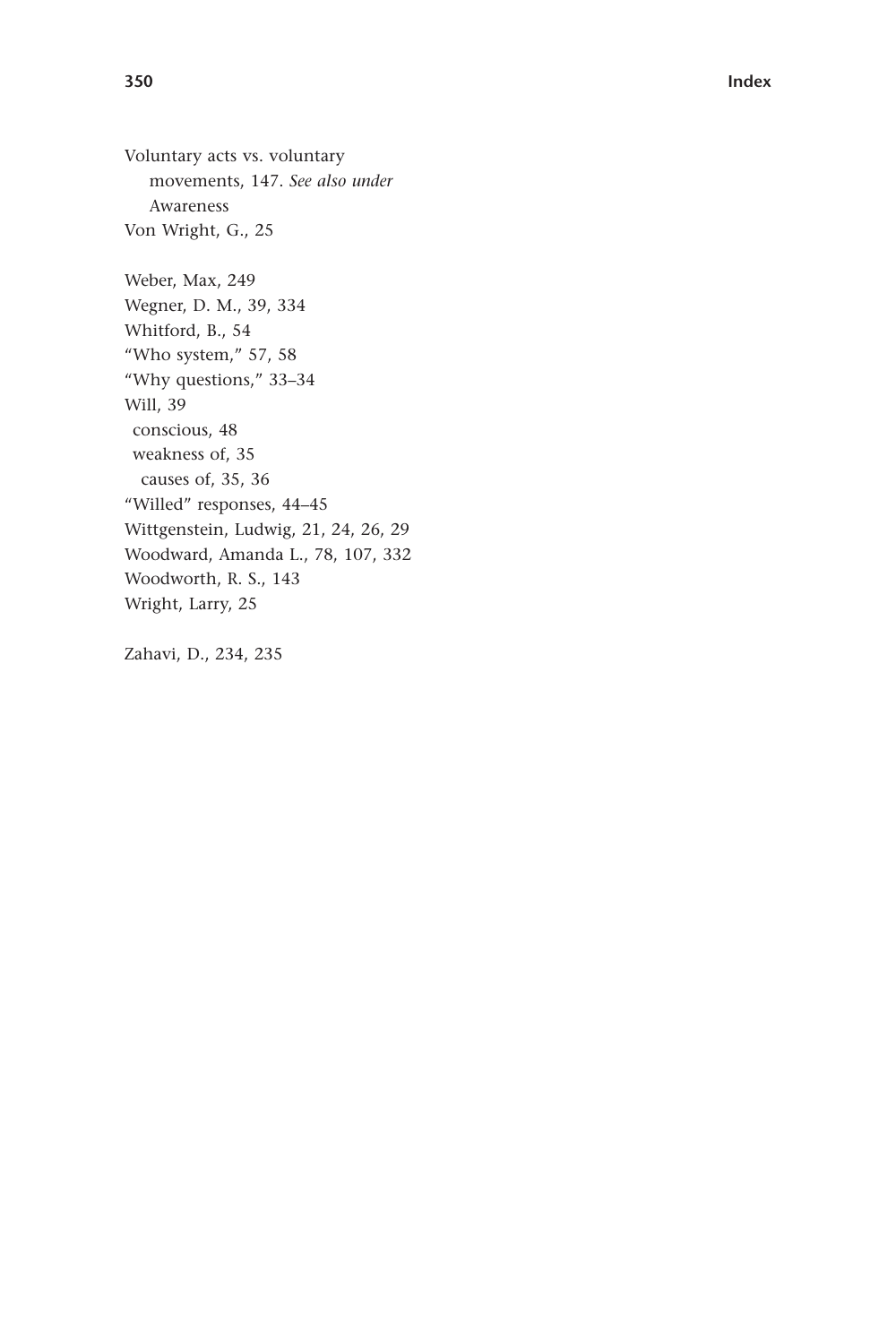Voluntary acts vs. voluntary movements, 147. *See also under* Awareness

Von Wright, G., 25

Weber, Max, 249

Wegner, D. M., 39, 334

Whitford, B., 54

"Who system," 57, 58

"Why questions," 33–34

Will, 39

- conscious, 48
- weakness of, 35
  - causes of, 35, 36

"Willed" responses, 44–45

Wittgenstein, Ludwig, 21, 24, 26, 29

Woodward, Amanda L., 78, 107, 332

Woodworth, R. S., 143

Wright, Larry, 25

Zahavi, D., 234, 235